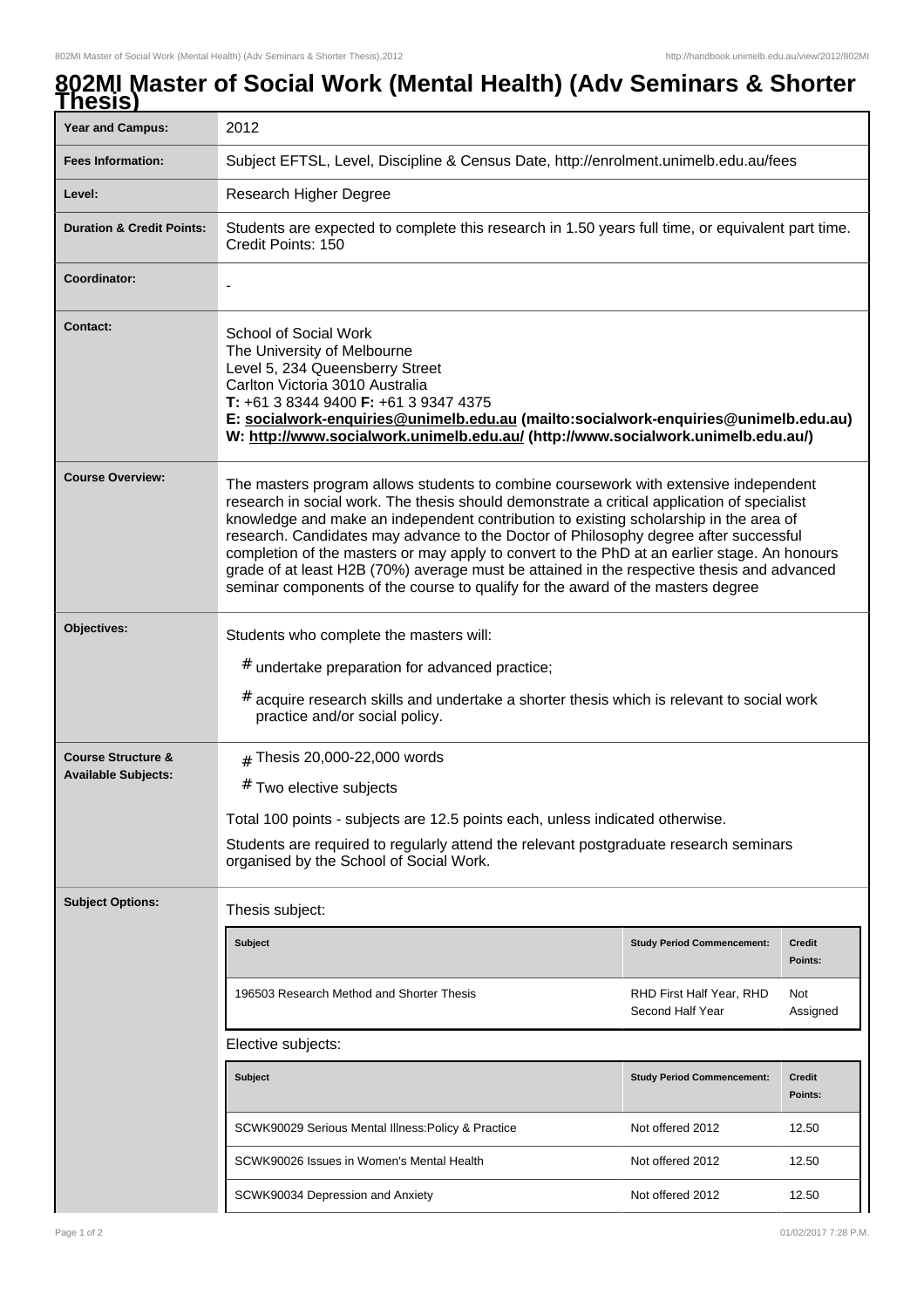# 802MI Master of Social Work (Mental Health) (Adv Seminars & Shorter Thesis)

| | |
|---|---|
| **Year and Campus:** | 2012 |
| **Fees Information:** | Subject EFTSL, Level, Discipline & Census Date, http://enrolment.unimelb.edu.au/fees |
| **Level:** | Research Higher Degree |
| **Duration & Credit Points:** | Students are expected to complete this research in 1.50 years full time, or equivalent part time. Credit Points: 150 |
| **Coordinator:** | - |
| **Contact:** | School of Social Work<br>The University of Melbourne<br>Level 5, 234 Queensberry Street<br>Carlton Victoria 3010 Australia<br>**T:** +61 3 8344 9400 **F:** +61 3 9347 4375<br>**E: socialwork-enquiries@unimelb.edu.au (mailto:socialwork-enquiries@unimelb.edu.au)**<br>**W: http://www.socialwork.unimelb.edu.au/ (http://www.socialwork.unimelb.edu.au/)** |
| **Course Overview:** | The masters program allows students to combine coursework with extensive independent research in social work. The thesis should demonstrate a critical application of specialist knowledge and make an independent contribution to existing scholarship in the area of research. Candidates may advance to the Doctor of Philosophy degree after successful completion of the masters or may apply to convert to the PhD at an earlier stage. An honours grade of at least H2B (70%) average must be attained in the respective thesis and advanced seminar components of the course to qualify for the award of the masters degree |
| **Objectives:** | Students who complete the masters will:<br># undertake preparation for advanced practice;<br># acquire research skills and undertake a shorter thesis which is relevant to social work practice and/or social policy. |
| **Course Structure & Available Subjects:** | # Thesis 20,000-22,000 words<br># Two elective subjects<br>Total 100 points - subjects are 12.5 points each, unless indicated otherwise.<br>Students are required to regularly attend the relevant postgraduate research seminars organised by the School of Social Work. |

**Subject Options:**

Thesis subject:

| Subject | Study Period Commencement: | Credit Points: |
|---|---|---|
| 196503 Research Method and Shorter Thesis | RHD First Half Year, RHD Second Half Year | Not Assigned |

Elective subjects:

| Subject | Study Period Commencement: | Credit Points: |
|---|---|---|
| SCWK90029 Serious Mental Illness:Policy & Practice | Not offered 2012 | 12.50 |
| SCWK90026 Issues in Women's Mental Health | Not offered 2012 | 12.50 |
| SCWK90034 Depression and Anxiety | Not offered 2012 | 12.50 |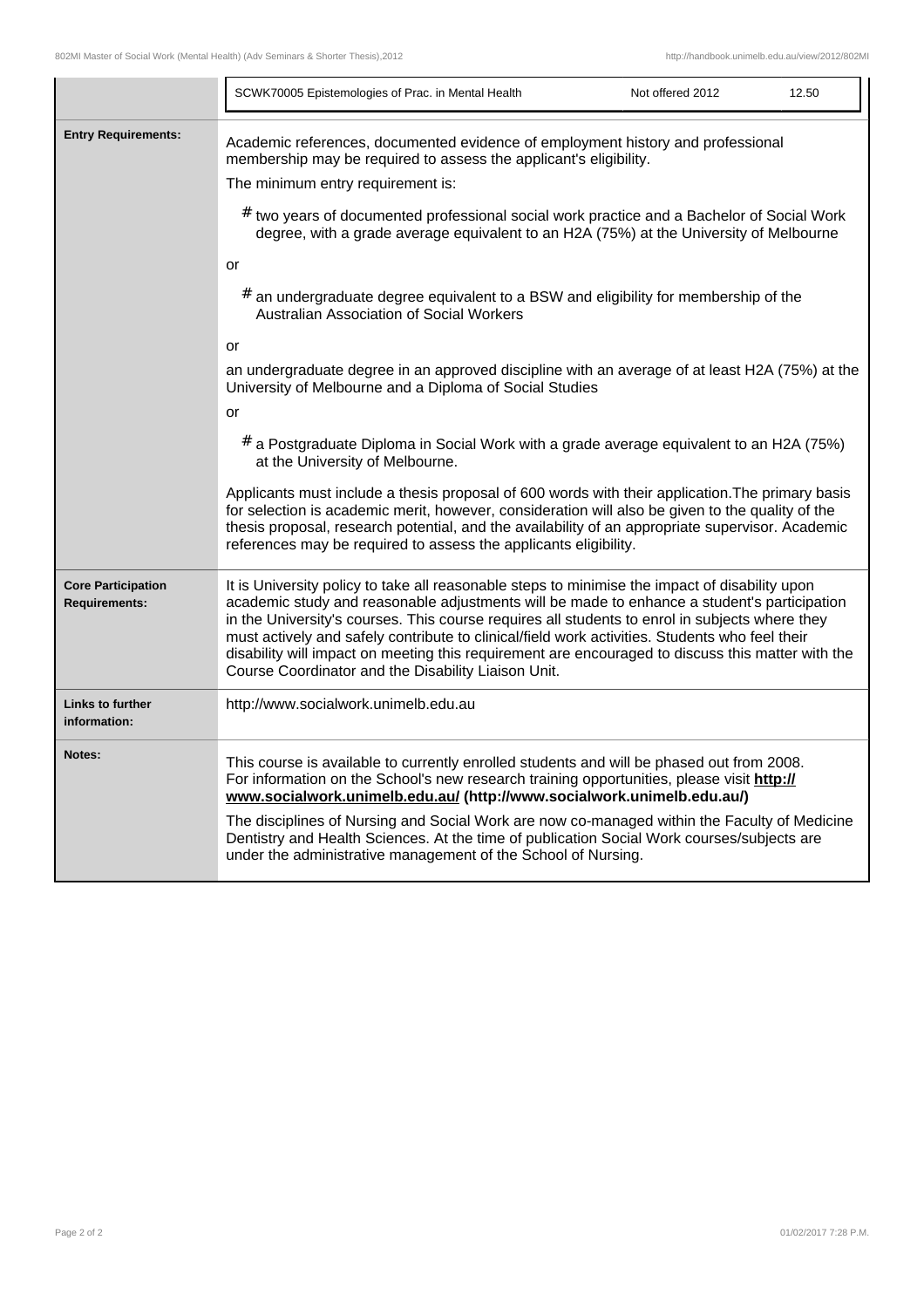| | | | |
|---|---|---|---|
| | SCWK70005 Epistemologies of Prac. in Mental Health | Not offered 2012 | 12.50 |

| | |
|---|---|
| **Entry Requirements:** | Academic references, documented evidence of employment history and professional membership may be required to assess the applicant's eligibility.<br><br>The minimum entry requirement is:<br><br># two years of documented professional social work practice and a Bachelor of Social Work degree, with a grade average equivalent to an H2A (75%) at the University of Melbourne<br><br>or<br><br># an undergraduate degree equivalent to a BSW and eligibility for membership of the Australian Association of Social Workers<br><br>or<br><br>an undergraduate degree in an approved discipline with an average of at least H2A (75%) at the University of Melbourne and a Diploma of Social Studies<br><br>or<br><br># a Postgraduate Diploma in Social Work with a grade average equivalent to an H2A (75%) at the University of Melbourne.<br><br>Applicants must include a thesis proposal of 600 words with their application.The primary basis for selection is academic merit, however, consideration will also be given to the quality of the thesis proposal, research potential, and the availability of an appropriate supervisor. Academic references may be required to assess the applicants eligibility. |
| **Core Participation Requirements:** | It is University policy to take all reasonable steps to minimise the impact of disability upon academic study and reasonable adjustments will be made to enhance a student's participation in the University's courses. This course requires all students to enrol in subjects where they must actively and safely contribute to clinical/field work activities. Students who feel their disability will impact on meeting this requirement are encouraged to discuss this matter with the Course Coordinator and the Disability Liaison Unit. |
| **Links to further information:** | http://www.socialwork.unimelb.edu.au |
| **Notes:** | This course is available to currently enrolled students and will be phased out from 2008. For information on the School's new research training opportunities, please visit **http://www.socialwork.unimelb.edu.au/ (http://www.socialwork.unimelb.edu.au/)**<br><br>The disciplines of Nursing and Social Work are now co-managed within the Faculty of Medicine Dentistry and Health Sciences. At the time of publication Social Work courses/subjects are under the administrative management of the School of Nursing. |